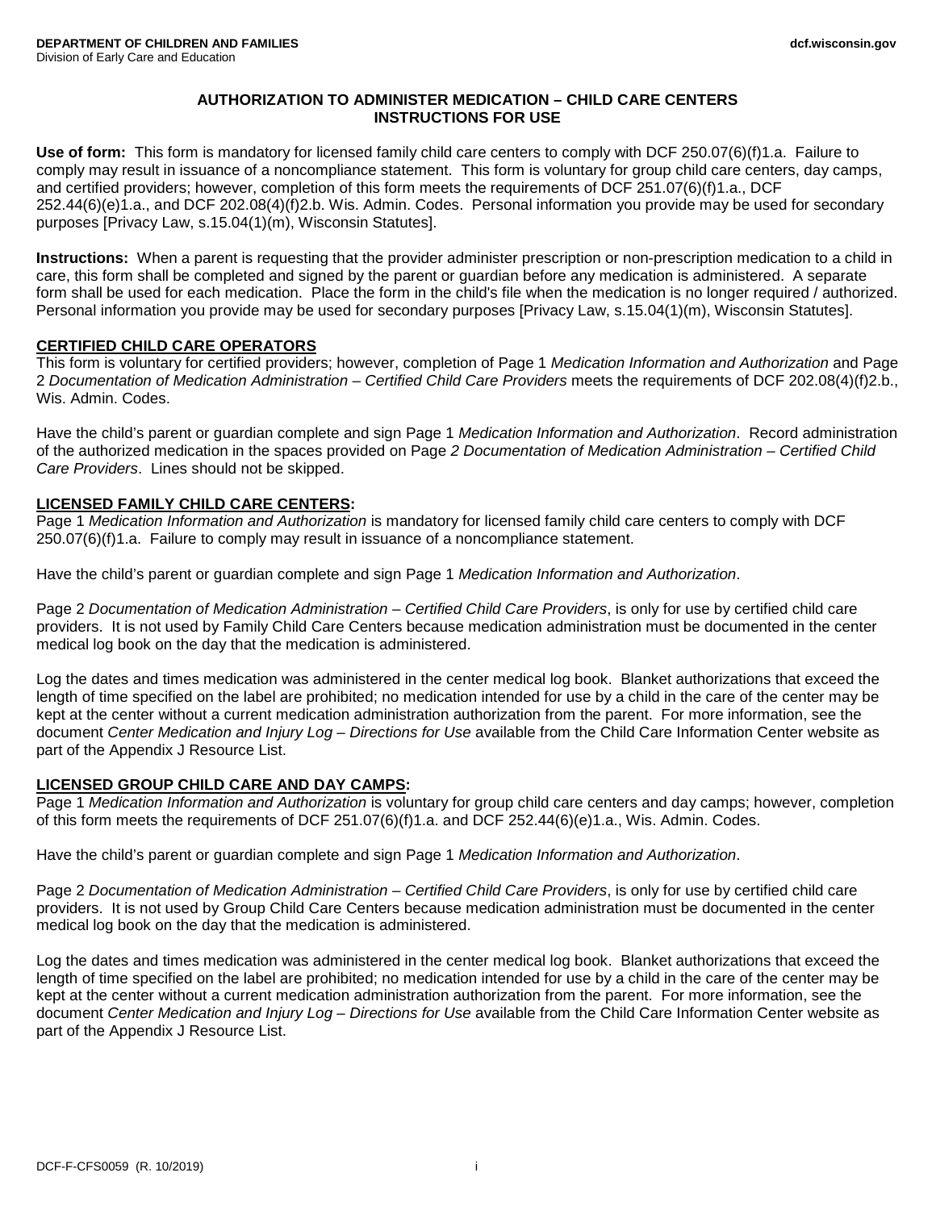**DEPARTMENT OF CHILDREN AND FAMILIES**
Division of Early Care and Education

dcf.wisconsin.gov

# AUTHORIZATION TO ADMINISTER MEDICATION – CHILD CARE CENTERS
## INSTRUCTIONS FOR USE

**Use of form:** This form is mandatory for licensed family child care centers to comply with DCF 250.07(6)(f)1.a. Failure to comply may result in issuance of a noncompliance statement. This form is voluntary for group child care centers, day camps, and certified providers; however, completion of this form meets the requirements of DCF 251.07(6)(f)1.a., DCF 252.44(6)(e)1.a., and DCF 202.08(4)(f)2.b. Wis. Admin. Codes. Personal information you provide may be used for secondary purposes [Privacy Law, s.15.04(1)(m), Wisconsin Statutes].

**Instructions:** When a parent is requesting that the provider administer prescription or non-prescription medication to a child in care, this form shall be completed and signed by the parent or guardian before any medication is administered. A separate form shall be used for each medication. Place the form in the child's file when the medication is no longer required / authorized. Personal information you provide may be used for secondary purposes [Privacy Law, s.15.04(1)(m), Wisconsin Statutes].

### CERTIFIED CHILD CARE OPERATORS

This form is voluntary for certified providers; however, completion of Page 1 *Medication Information and Authorization* and Page 2 *Documentation of Medication Administration – Certified Child Care Providers* meets the requirements of DCF 202.08(4)(f)2.b., Wis. Admin. Codes.

Have the child's parent or guardian complete and sign Page 1 *Medication Information and Authorization*. Record administration of the authorized medication in the spaces provided on Page *2 Documentation of Medication Administration – Certified Child Care Providers*. Lines should not be skipped.

### LICENSED FAMILY CHILD CARE CENTERS:

Page 1 *Medication Information and Authorization* is mandatory for licensed family child care centers to comply with DCF 250.07(6)(f)1.a. Failure to comply may result in issuance of a noncompliance statement.

Have the child's parent or guardian complete and sign Page 1 *Medication Information and Authorization*.

Page 2 *Documentation of Medication Administration – Certified Child Care Providers*, is only for use by certified child care providers. It is not used by Family Child Care Centers because medication administration must be documented in the center medical log book on the day that the medication is administered.

Log the dates and times medication was administered in the center medical log book. Blanket authorizations that exceed the length of time specified on the label are prohibited; no medication intended for use by a child in the care of the center may be kept at the center without a current medication administration authorization from the parent. For more information, see the document *Center Medication and Injury Log – Directions for Use* available from the Child Care Information Center website as part of the Appendix J Resource List.

### LICENSED GROUP CHILD CARE AND DAY CAMPS:

Page 1 *Medication Information and Authorization* is voluntary for group child care centers and day camps; however, completion of this form meets the requirements of DCF 251.07(6)(f)1.a. and DCF 252.44(6)(e)1.a., Wis. Admin. Codes.

Have the child's parent or guardian complete and sign Page 1 *Medication Information and Authorization*.

Page 2 *Documentation of Medication Administration – Certified Child Care Providers*, is only for use by certified child care providers. It is not used by Group Child Care Centers because medication administration must be documented in the center medical log book on the day that the medication is administered.

Log the dates and times medication was administered in the center medical log book. Blanket authorizations that exceed the length of time specified on the label are prohibited; no medication intended for use by a child in the care of the center may be kept at the center without a current medication administration authorization from the parent. For more information, see the document *Center Medication and Injury Log – Directions for Use* available from the Child Care Information Center website as part of the Appendix J Resource List.

DCF-F-CFS0059 (R. 10/2019)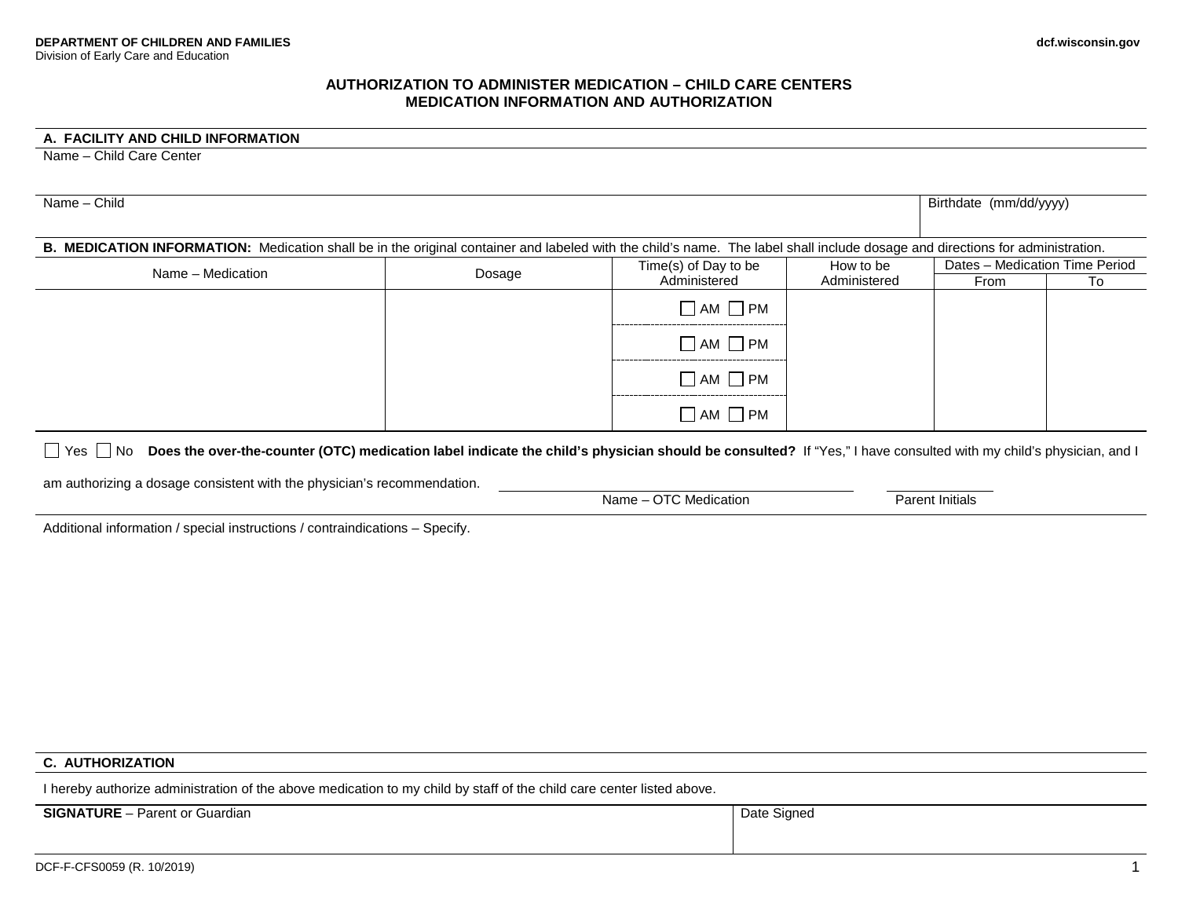DEPARTMENT OF CHILDREN AND FAMILIES
Division of Early Care and Education

dcf.wisconsin.gov

# AUTHORIZATION TO ADMINISTER MEDICATION – CHILD CARE CENTERS
## MEDICATION INFORMATION AND AUTHORIZATION

### A. FACILITY AND CHILD INFORMATION

| Name – Child Care Center | |
|---|---|
| | |

| Name – Child | Birthdate (mm/dd/yyyy) |
|---|---|
| | |

### B. MEDICATION INFORMATION:
Medication shall be in the original container and labeled with the child's name. The label shall include dosage and directions for administration.

| Name – Medication | Dosage | Time(s) of Day to be Administered | How to be Administered | Dates – Medication Time Period | |
|---|---|---|---|---|---|
| | | | | From | To |
| | | ☐ AM ☐ PM | | | |
| | | ☐ AM ☐ PM | | | |
| | | ☐ AM ☐ PM | | | |
| | | ☐ AM ☐ PM | | | |

☐ Yes ☐ No **Does the over-the-counter (OTC) medication label indicate the child's physician should be consulted?** If "Yes," I have consulted with my child's physician, and I am authorizing a dosage consistent with the physician's recommendation.

Name – OTC Medication ____________________ Parent Initials __________

Additional information / special instructions / contraindications – Specify.

### C. AUTHORIZATION

I hereby authorize administration of the above medication to my child by staff of the child care center listed above.

| **SIGNATURE** – Parent or Guardian | Date Signed |
|---|---|
| | |

DCF-F-CFS0059 (R. 10/2019)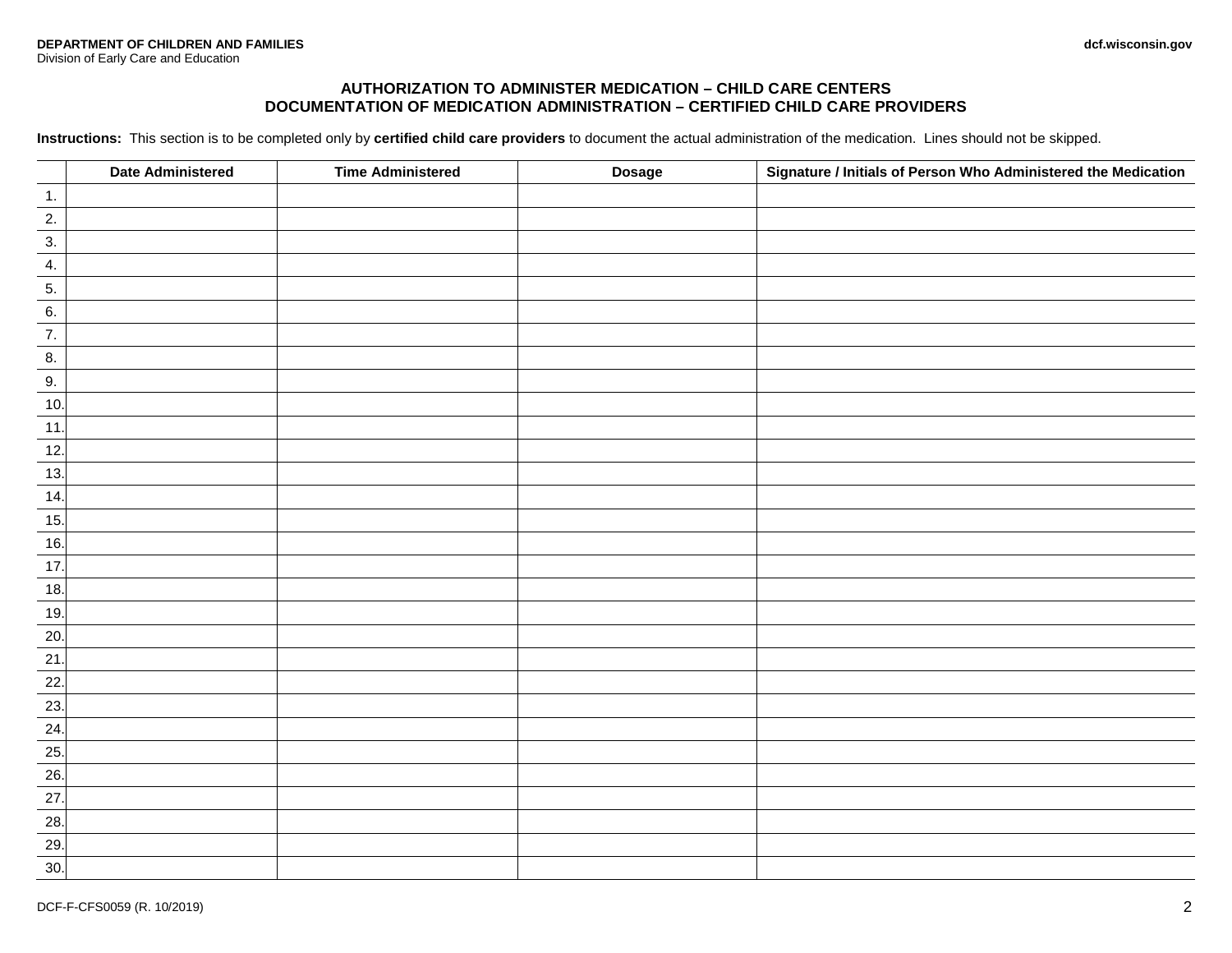DEPARTMENT OF CHILDREN AND FAMILIES
Division of Early Care and Education

dcf.wisconsin.gov

## AUTHORIZATION TO ADMINISTER MEDICATION – CHILD CARE CENTERS
## DOCUMENTATION OF MEDICATION ADMINISTRATION – CERTIFIED CHILD CARE PROVIDERS

**Instructions:** This section is to be completed only by **certified child care providers** to document the actual administration of the medication. Lines should not be skipped.

| | Date Administered | Time Administered | Dosage | Signature / Initials of Person Who Administered the Medication |
|---|---|---|---|---|
| 1. | | | | |
| 2. | | | | |
| 3. | | | | |
| 4. | | | | |
| 5. | | | | |
| 6. | | | | |
| 7. | | | | |
| 8. | | | | |
| 9. | | | | |
| 10. | | | | |
| 11. | | | | |
| 12. | | | | |
| 13. | | | | |
| 14. | | | | |
| 15. | | | | |
| 16. | | | | |
| 17. | | | | |
| 18. | | | | |
| 19. | | | | |
| 20. | | | | |
| 21. | | | | |
| 22. | | | | |
| 23. | | | | |
| 24. | | | | |
| 25. | | | | |
| 26. | | | | |
| 27. | | | | |
| 28. | | | | |
| 29. | | | | |
| 30. | | | | |

DCF-F-CFS0059 (R. 10/2019)